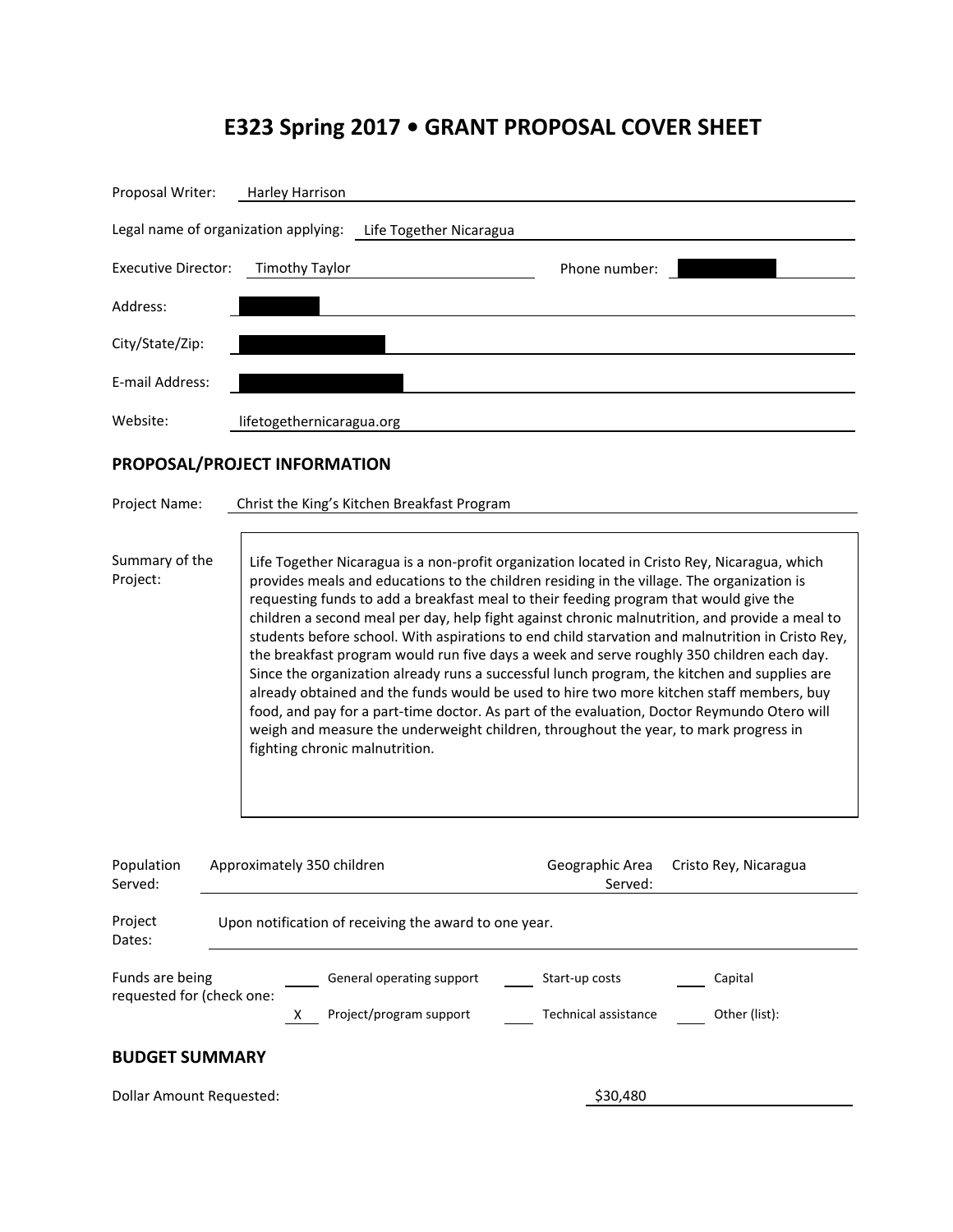# E323 Spring 2017 • GRANT PROPOSAL COVER SHEET

Proposal Writer: Harley Harrison

Legal name of organization applying: Life Together Nicaragua

Executive Director: Timothy Taylor    Phone number: 

Address: 

City/State/Zip: 

E-mail Address: 

Website: lifetogethernicaragua.org

## PROPOSAL/PROJECT INFORMATION

Project Name: Christ the King's Kitchen Breakfast Program

Summary of the Project:

Life Together Nicaragua is a non-profit organization located in Cristo Rey, Nicaragua, which provides meals and educations to the children residing in the village. The organization is requesting funds to add a breakfast meal to their feeding program that would give the children a second meal per day, help fight against chronic malnutrition, and provide a meal to students before school. With aspirations to end child starvation and malnutrition in Cristo Rey, the breakfast program would run five days a week and serve roughly 350 children each day. Since the organization already runs a successful lunch program, the kitchen and supplies are already obtained and the funds would be used to hire two more kitchen staff members, buy food, and pay for a part-time doctor. As part of the evaluation, Doctor Reymundo Otero will weigh and measure the underweight children, throughout the year, to mark progress in fighting chronic malnutrition.

Population Served: Approximately 350 children    Geographic Area Served: Cristo Rey, Nicaragua

Project Dates: Upon notification of receiving the award to one year.

Funds are being requested for (check one:

| | | | | | |
|---|---|---|---|---|---|
| ___ | General operating support | ___ | Start-up costs | ___ | Capital |
| X | Project/program support | ___ | Technical assistance | ___ | Other (list): |

## BUDGET SUMMARY

Dollar Amount Requested: $30,480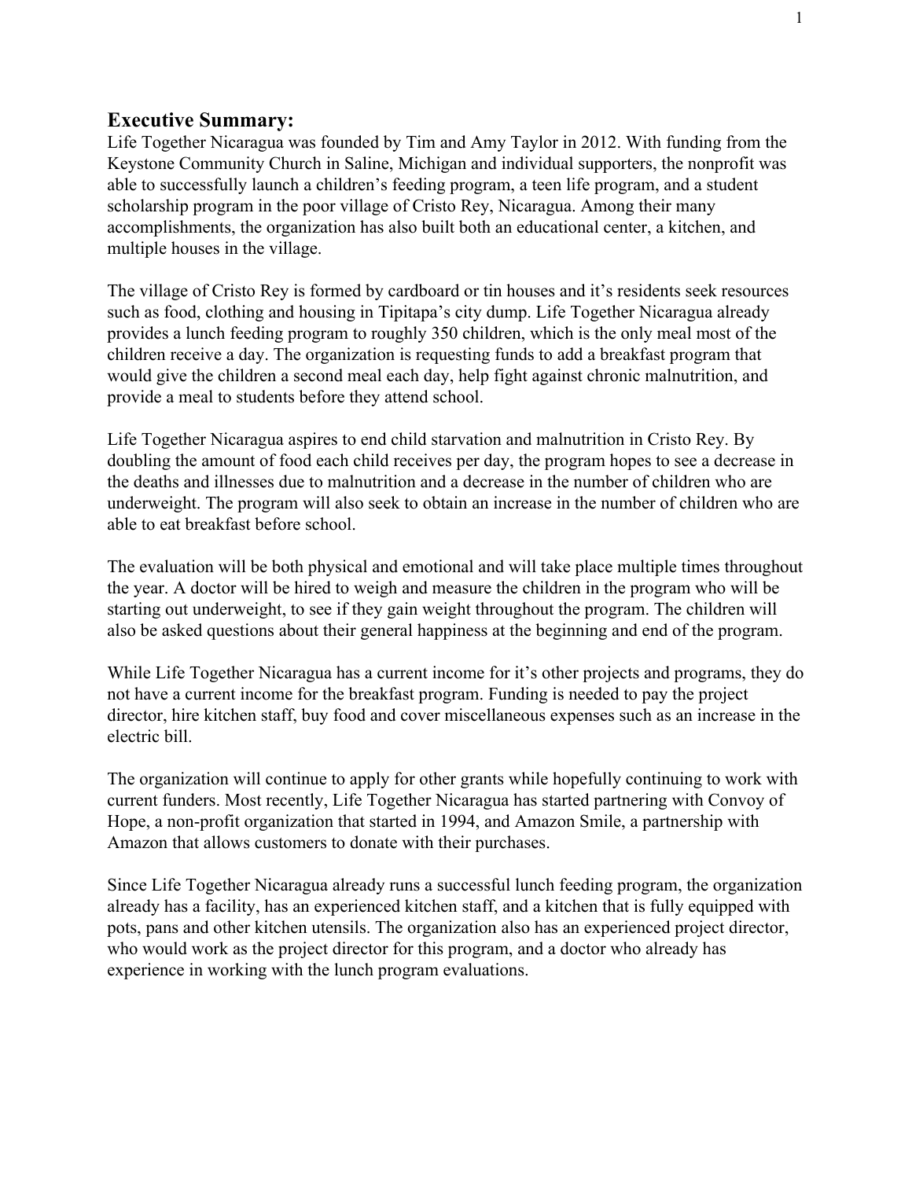## Executive Summary:

Life Together Nicaragua was founded by Tim and Amy Taylor in 2012. With funding from the Keystone Community Church in Saline, Michigan and individual supporters, the nonprofit was able to successfully launch a children's feeding program, a teen life program, and a student scholarship program in the poor village of Cristo Rey, Nicaragua. Among their many accomplishments, the organization has also built both an educational center, a kitchen, and multiple houses in the village.

The village of Cristo Rey is formed by cardboard or tin houses and it's residents seek resources such as food, clothing and housing in Tipitapa's city dump. Life Together Nicaragua already provides a lunch feeding program to roughly 350 children, which is the only meal most of the children receive a day. The organization is requesting funds to add a breakfast program that would give the children a second meal each day, help fight against chronic malnutrition, and provide a meal to students before they attend school.

Life Together Nicaragua aspires to end child starvation and malnutrition in Cristo Rey. By doubling the amount of food each child receives per day, the program hopes to see a decrease in the deaths and illnesses due to malnutrition and a decrease in the number of children who are underweight. The program will also seek to obtain an increase in the number of children who are able to eat breakfast before school.

The evaluation will be both physical and emotional and will take place multiple times throughout the year. A doctor will be hired to weigh and measure the children in the program who will be starting out underweight, to see if they gain weight throughout the program. The children will also be asked questions about their general happiness at the beginning and end of the program.

While Life Together Nicaragua has a current income for it's other projects and programs, they do not have a current income for the breakfast program. Funding is needed to pay the project director, hire kitchen staff, buy food and cover miscellaneous expenses such as an increase in the electric bill.

The organization will continue to apply for other grants while hopefully continuing to work with current funders. Most recently, Life Together Nicaragua has started partnering with Convoy of Hope, a non-profit organization that started in 1994, and Amazon Smile, a partnership with Amazon that allows customers to donate with their purchases.

Since Life Together Nicaragua already runs a successful lunch feeding program, the organization already has a facility, has an experienced kitchen staff, and a kitchen that is fully equipped with pots, pans and other kitchen utensils. The organization also has an experienced project director, who would work as the project director for this program, and a doctor who already has experience in working with the lunch program evaluations.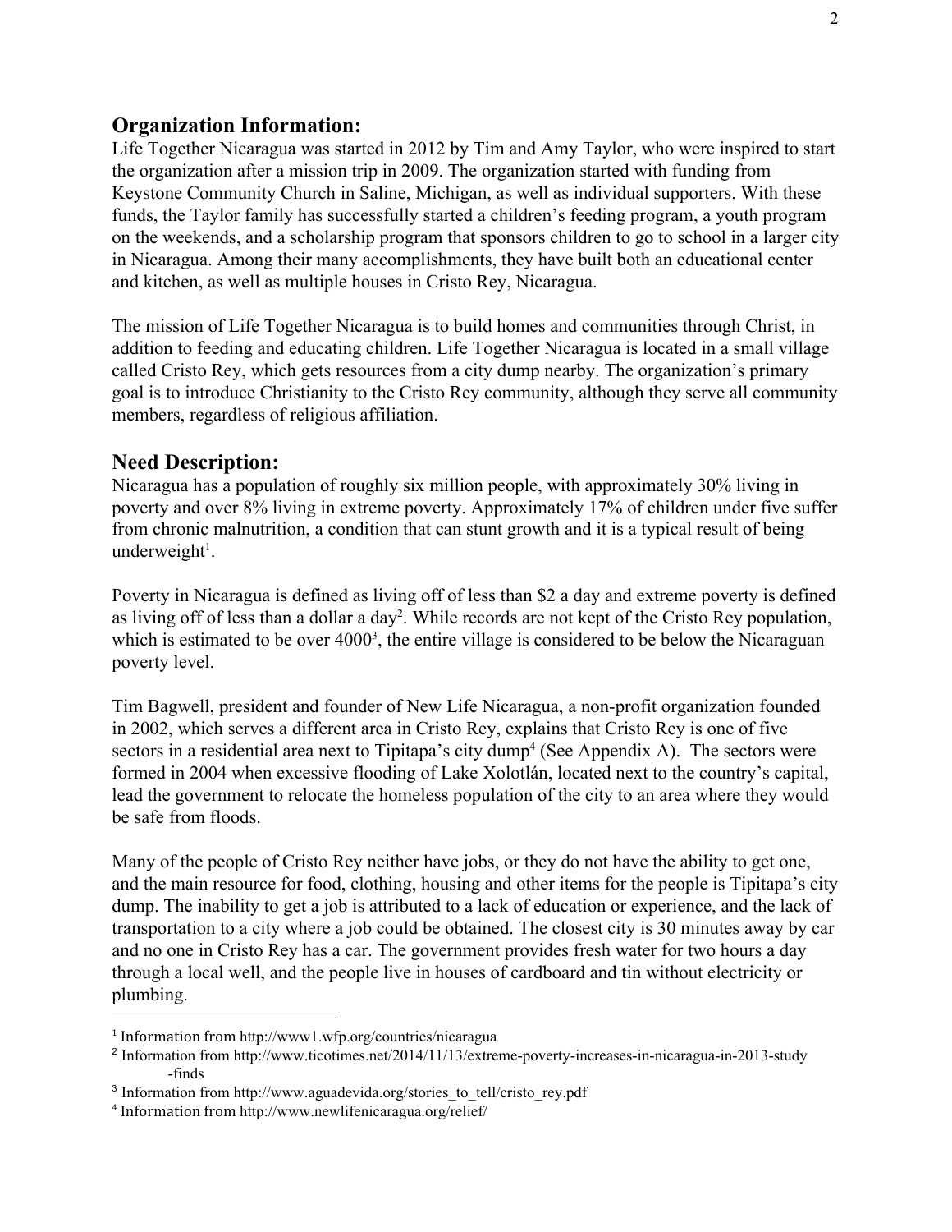## Organization Information:

Life Together Nicaragua was started in 2012 by Tim and Amy Taylor, who were inspired to start the organization after a mission trip in 2009. The organization started with funding from Keystone Community Church in Saline, Michigan, as well as individual supporters. With these funds, the Taylor family has successfully started a children's feeding program, a youth program on the weekends, and a scholarship program that sponsors children to go to school in a larger city in Nicaragua. Among their many accomplishments, they have built both an educational center and kitchen, as well as multiple houses in Cristo Rey, Nicaragua.

The mission of Life Together Nicaragua is to build homes and communities through Christ, in addition to feeding and educating children. Life Together Nicaragua is located in a small village called Cristo Rey, which gets resources from a city dump nearby. The organization's primary goal is to introduce Christianity to the Cristo Rey community, although they serve all community members, regardless of religious affiliation.

## Need Description:

Nicaragua has a population of roughly six million people, with approximately 30% living in poverty and over 8% living in extreme poverty. Approximately 17% of children under five suffer from chronic malnutrition, a condition that can stunt growth and it is a typical result of being underweight[1].

Poverty in Nicaragua is defined as living off of less than $2 a day and extreme poverty is defined as living off of less than a dollar a day[2]. While records are not kept of the Cristo Rey population, which is estimated to be over 4000[3], the entire village is considered to be below the Nicaraguan poverty level.

Tim Bagwell, president and founder of New Life Nicaragua, a non-profit organization founded in 2002, which serves a different area in Cristo Rey, explains that Cristo Rey is one of five sectors in a residential area next to Tipitapa's city dump[4] (See Appendix A). The sectors were formed in 2004 when excessive flooding of Lake Xolotlán, located next to the country's capital, lead the government to relocate the homeless population of the city to an area where they would be safe from floods.

Many of the people of Cristo Rey neither have jobs, or they do not have the ability to get one, and the main resource for food, clothing, housing and other items for the people is Tipitapa's city dump. The inability to get a job is attributed to a lack of education or experience, and the lack of transportation to a city where a job could be obtained. The closest city is 30 minutes away by car and no one in Cristo Rey has a car. The government provides fresh water for two hours a day through a local well, and the people live in houses of cardboard and tin without electricity or plumbing.

---

[1] Information from http://www1.wfp.org/countries/nicaragua

[2] Information from http://www.ticotimes.net/2014/11/13/extreme-poverty-increases-in-nicaragua-in-2013-study-finds

[3] Information from http://www.aguadevida.org/stories_to_tell/cristo_rey.pdf

[4] Information from http://www.newlifenicaragua.org/relief/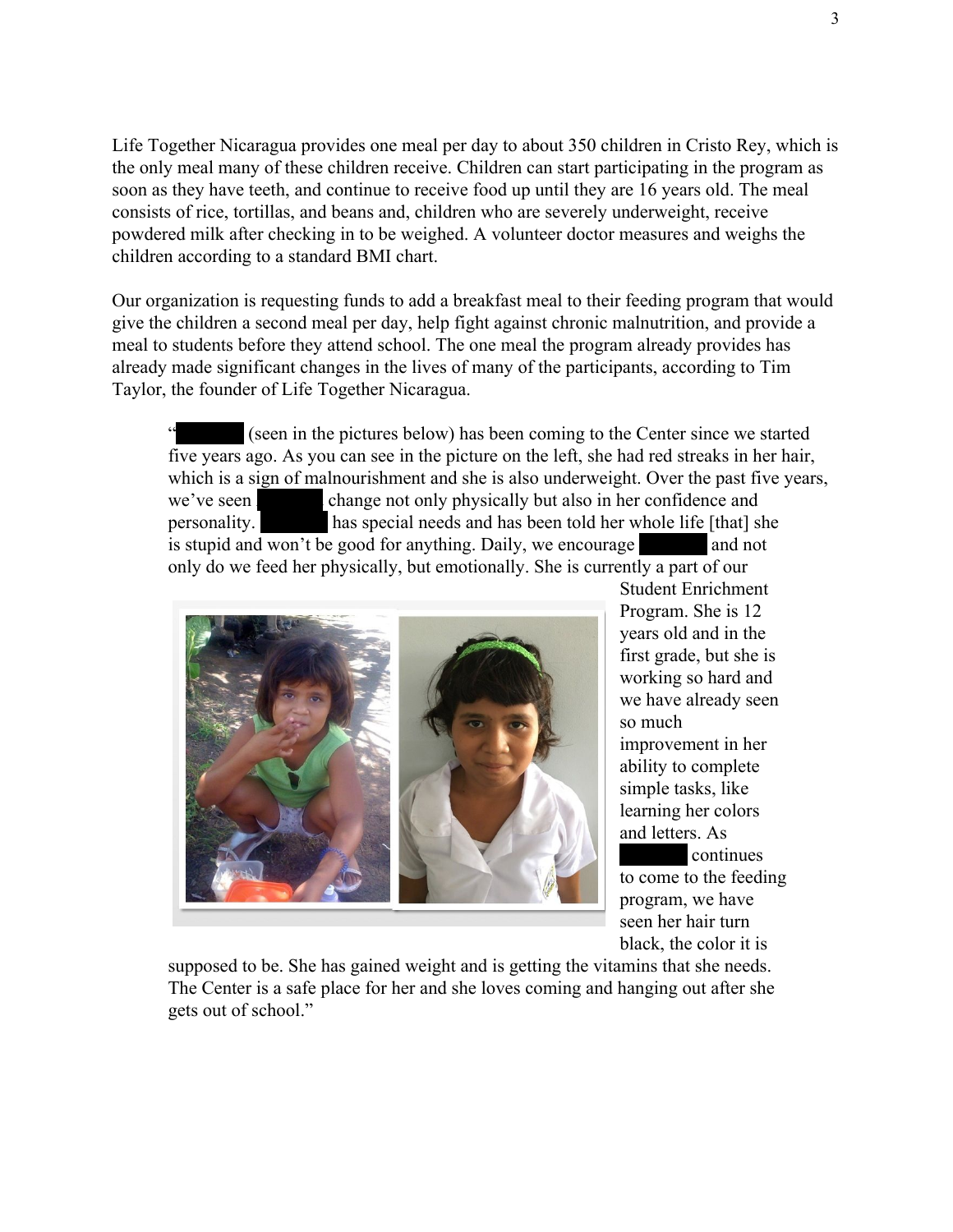Life Together Nicaragua provides one meal per day to about 350 children in Cristo Rey, which is the only meal many of these children receive. Children can start participating in the program as soon as they have teeth, and continue to receive food up until they are 16 years old. The meal consists of rice, tortillas, and beans and, children who are severely underweight, receive powdered milk after checking in to be weighed. A volunteer doctor measures and weighs the children according to a standard BMI chart.

Our organization is requesting funds to add a breakfast meal to their feeding program that would give the children a second meal per day, help fight against chronic malnutrition, and provide a meal to students before they attend school. The one meal the program already provides has already made significant changes in the lives of many of the participants, according to Tim Taylor, the founder of Life Together Nicaragua.

> "██████ (seen in the pictures below) has been coming to the Center since we started five years ago. As you can see in the picture on the left, she had red streaks in her hair, which is a sign of malnourishment and she is also underweight. Over the past five years, we've seen ██████ change not only physically but also in her confidence and personality. ██████ has special needs and has been told her whole life [that] she is stupid and won't be good for anything. Daily, we encourage ██████ and not only do we feed her physically, but emotionally. She is currently a part of our Student Enrichment Program. She is 12 years old and in the first grade, but she is working so hard and we have already seen so much improvement in her ability to complete simple tasks, like learning her colors and letters. As ██████ continues to come to the feeding program, we have seen her hair turn black, the color it is supposed to be. She has gained weight and is getting the vitamins that she needs. The Center is a safe place for her and she loves coming and hanging out after she gets out of school."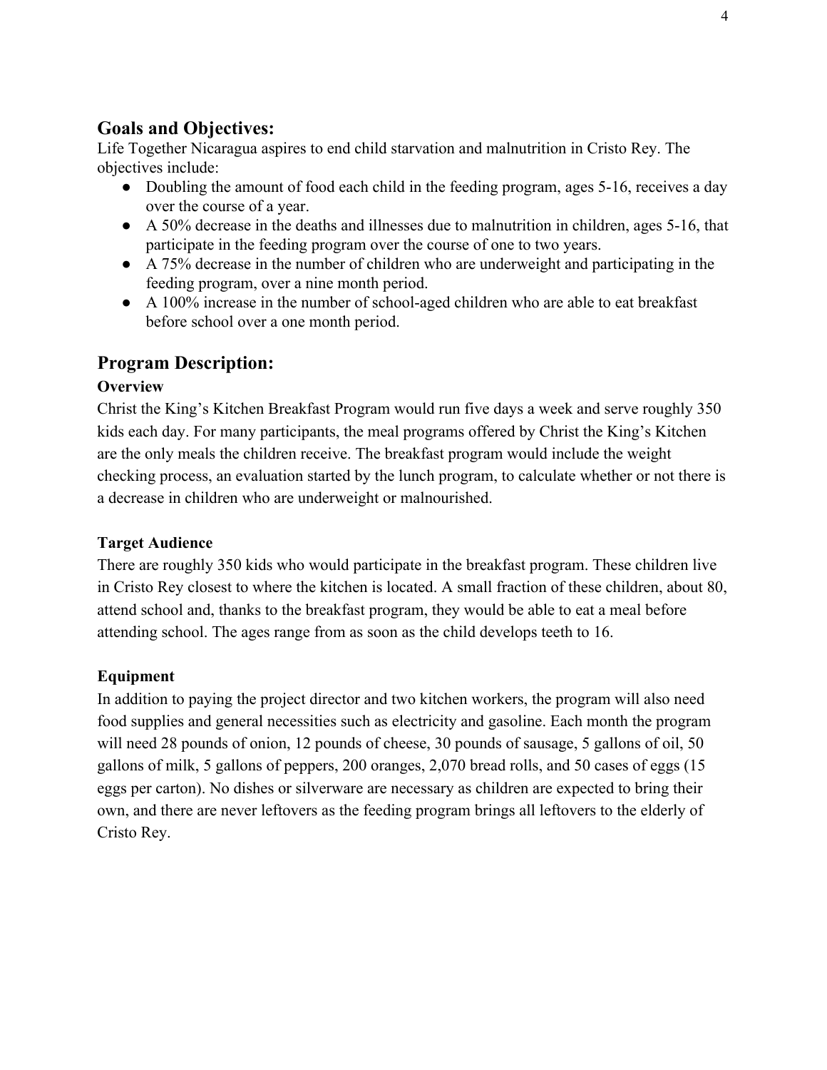## Goals and Objectives:

Life Together Nicaragua aspires to end child starvation and malnutrition in Cristo Rey. The objectives include:

- Doubling the amount of food each child in the feeding program, ages 5-16, receives a day over the course of a year.
- A 50% decrease in the deaths and illnesses due to malnutrition in children, ages 5-16, that participate in the feeding program over the course of one to two years.
- A 75% decrease in the number of children who are underweight and participating in the feeding program, over a nine month period.
- A 100% increase in the number of school-aged children who are able to eat breakfast before school over a one month period.

## Program Description:

### Overview

Christ the King's Kitchen Breakfast Program would run five days a week and serve roughly 350 kids each day. For many participants, the meal programs offered by Christ the King's Kitchen are the only meals the children receive. The breakfast program would include the weight checking process, an evaluation started by the lunch program, to calculate whether or not there is a decrease in children who are underweight or malnourished.

### Target Audience

There are roughly 350 kids who would participate in the breakfast program. These children live in Cristo Rey closest to where the kitchen is located. A small fraction of these children, about 80, attend school and, thanks to the breakfast program, they would be able to eat a meal before attending school. The ages range from as soon as the child develops teeth to 16.

### Equipment

In addition to paying the project director and two kitchen workers, the program will also need food supplies and general necessities such as electricity and gasoline. Each month the program will need 28 pounds of onion, 12 pounds of cheese, 30 pounds of sausage, 5 gallons of oil, 50 gallons of milk, 5 gallons of peppers, 200 oranges, 2,070 bread rolls, and 50 cases of eggs (15 eggs per carton). No dishes or silverware are necessary as children are expected to bring their own, and there are never leftovers as the feeding program brings all leftovers to the elderly of Cristo Rey.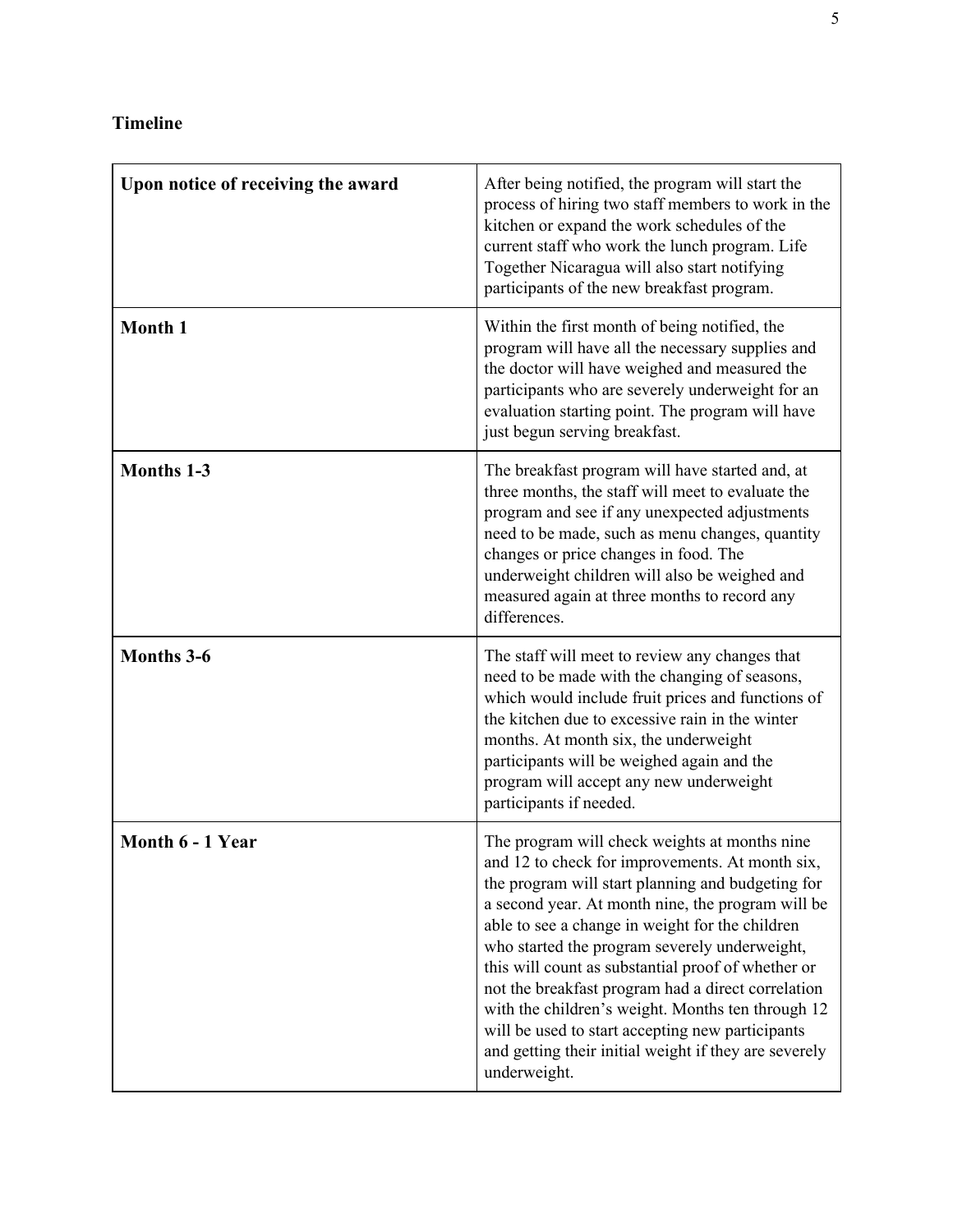**Timeline**

| **Upon notice of receiving the award** | After being notified, the program will start the process of hiring two staff members to work in the kitchen or expand the work schedules of the current staff who work the lunch program. Life Together Nicaragua will also start notifying participants of the new breakfast program. |
|---|---|
| **Month 1** | Within the first month of being notified, the program will have all the necessary supplies and the doctor will have weighed and measured the participants who are severely underweight for an evaluation starting point. The program will have just begun serving breakfast. |
| **Months 1-3** | The breakfast program will have started and, at three months, the staff will meet to evaluate the program and see if any unexpected adjustments need to be made, such as menu changes, quantity changes or price changes in food. The underweight children will also be weighed and measured again at three months to record any differences. |
| **Months 3-6** | The staff will meet to review any changes that need to be made with the changing of seasons, which would include fruit prices and functions of the kitchen due to excessive rain in the winter months. At month six, the underweight participants will be weighed again and the program will accept any new underweight participants if needed. |
| **Month 6 - 1 Year** | The program will check weights at months nine and 12 to check for improvements. At month six, the program will start planning and budgeting for a second year. At month nine, the program will be able to see a change in weight for the children who started the program severely underweight, this will count as substantial proof of whether or not the breakfast program had a direct correlation with the children's weight. Months ten through 12 will be used to start accepting new participants and getting their initial weight if they are severely underweight. |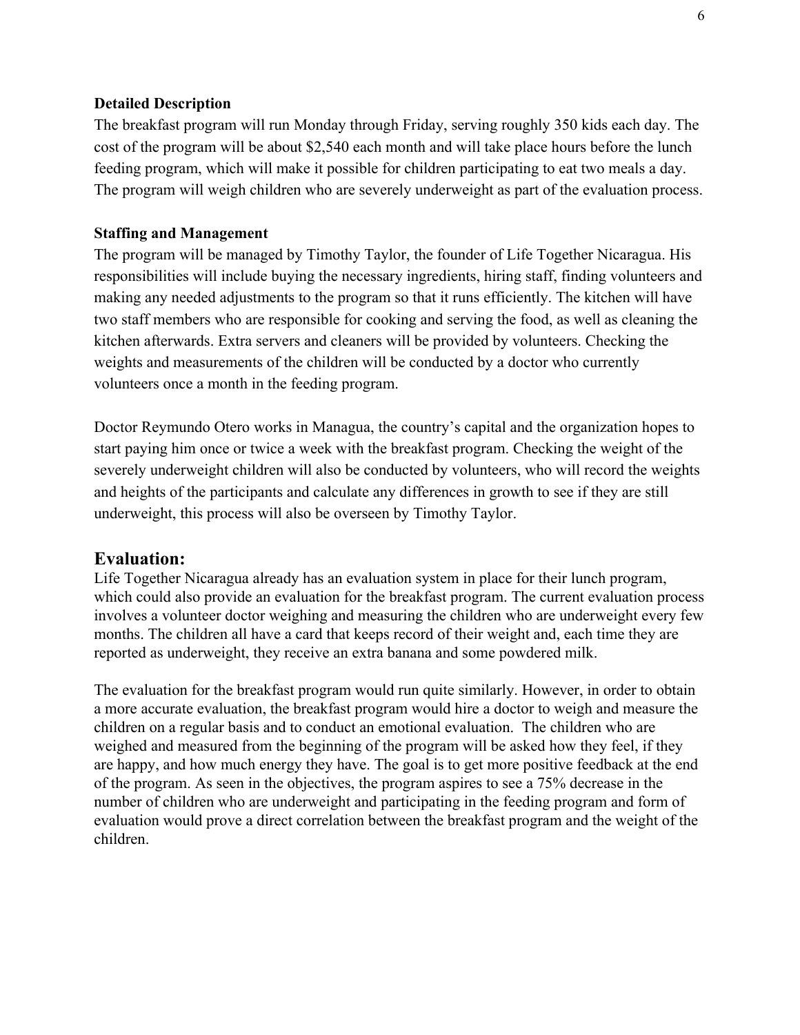**Detailed Description**

The breakfast program will run Monday through Friday, serving roughly 350 kids each day. The cost of the program will be about $2,540 each month and will take place hours before the lunch feeding program, which will make it possible for children participating to eat two meals a day. The program will weigh children who are severely underweight as part of the evaluation process.

**Staffing and Management**

The program will be managed by Timothy Taylor, the founder of Life Together Nicaragua. His responsibilities will include buying the necessary ingredients, hiring staff, finding volunteers and making any needed adjustments to the program so that it runs efficiently. The kitchen will have two staff members who are responsible for cooking and serving the food, as well as cleaning the kitchen afterwards. Extra servers and cleaners will be provided by volunteers. Checking the weights and measurements of the children will be conducted by a doctor who currently volunteers once a month in the feeding program.

Doctor Reymundo Otero works in Managua, the country's capital and the organization hopes to start paying him once or twice a week with the breakfast program. Checking the weight of the severely underweight children will also be conducted by volunteers, who will record the weights and heights of the participants and calculate any differences in growth to see if they are still underweight, this process will also be overseen by Timothy Taylor.

## Evaluation:

Life Together Nicaragua already has an evaluation system in place for their lunch program, which could also provide an evaluation for the breakfast program. The current evaluation process involves a volunteer doctor weighing and measuring the children who are underweight every few months. The children all have a card that keeps record of their weight and, each time they are reported as underweight, they receive an extra banana and some powdered milk.

The evaluation for the breakfast program would run quite similarly. However, in order to obtain a more accurate evaluation, the breakfast program would hire a doctor to weigh and measure the children on a regular basis and to conduct an emotional evaluation. The children who are weighed and measured from the beginning of the program will be asked how they feel, if they are happy, and how much energy they have. The goal is to get more positive feedback at the end of the program. As seen in the objectives, the program aspires to see a 75% decrease in the number of children who are underweight and participating in the feeding program and form of evaluation would prove a direct correlation between the breakfast program and the weight of the children.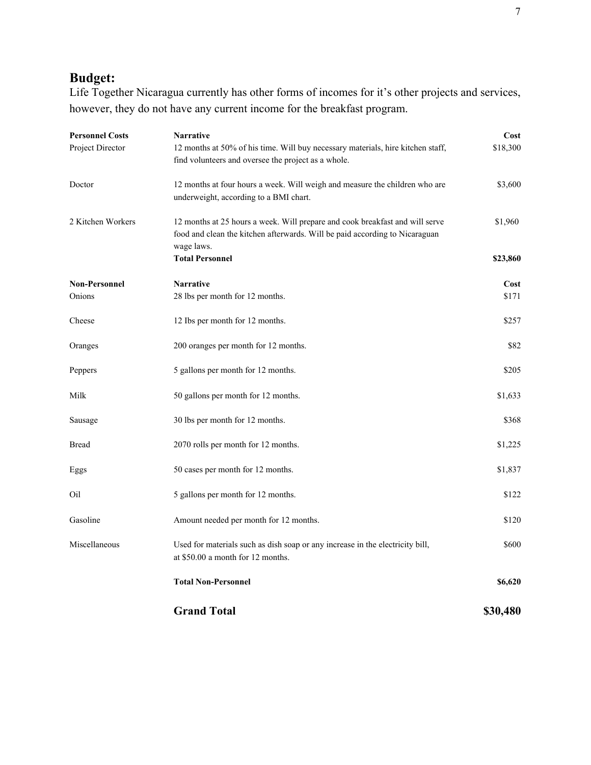## Budget:

Life Together Nicaragua currently has other forms of incomes for it's other projects and services, however, they do not have any current income for the breakfast program.

| **Personnel Costs** | **Narrative** | **Cost** |
|---|---|---|
| Project Director | 12 months at 50% of his time. Will buy necessary materials, hire kitchen staff, find volunteers and oversee the project as a whole. | $18,300 |
| Doctor | 12 months at four hours a week. Will weigh and measure the children who are underweight, according to a BMI chart. | $3,600 |
| 2 Kitchen Workers | 12 months at 25 hours a week. Will prepare and cook breakfast and will serve food and clean the kitchen afterwards. Will be paid according to Nicaraguan wage laws. | $1,960 |
| | **Total Personnel** | **$23,860** |
| **Non-Personnel** | **Narrative** | **Cost** |
| Onions | 28 lbs per month for 12 months. | $171 |
| Cheese | 12 Ibs per month for 12 months. | $257 |
| Oranges | 200 oranges per month for 12 months. | $82 |
| Peppers | 5 gallons per month for 12 months. | $205 |
| Milk | 50 gallons per month for 12 months. | $1,633 |
| Sausage | 30 lbs per month for 12 months. | $368 |
| Bread | 2070 rolls per month for 12 months. | $1,225 |
| Eggs | 50 cases per month for 12 months. | $1,837 |
| Oil | 5 gallons per month for 12 months. | $122 |
| Gasoline | Amount needed per month for 12 months. | $120 |
| Miscellaneous | Used for materials such as dish soap or any increase in the electricity bill, at $50.00 a month for 12 months. | $600 |
| | **Total Non-Personnel** | **$6,620** |
| | **Grand Total** | **$30,480** |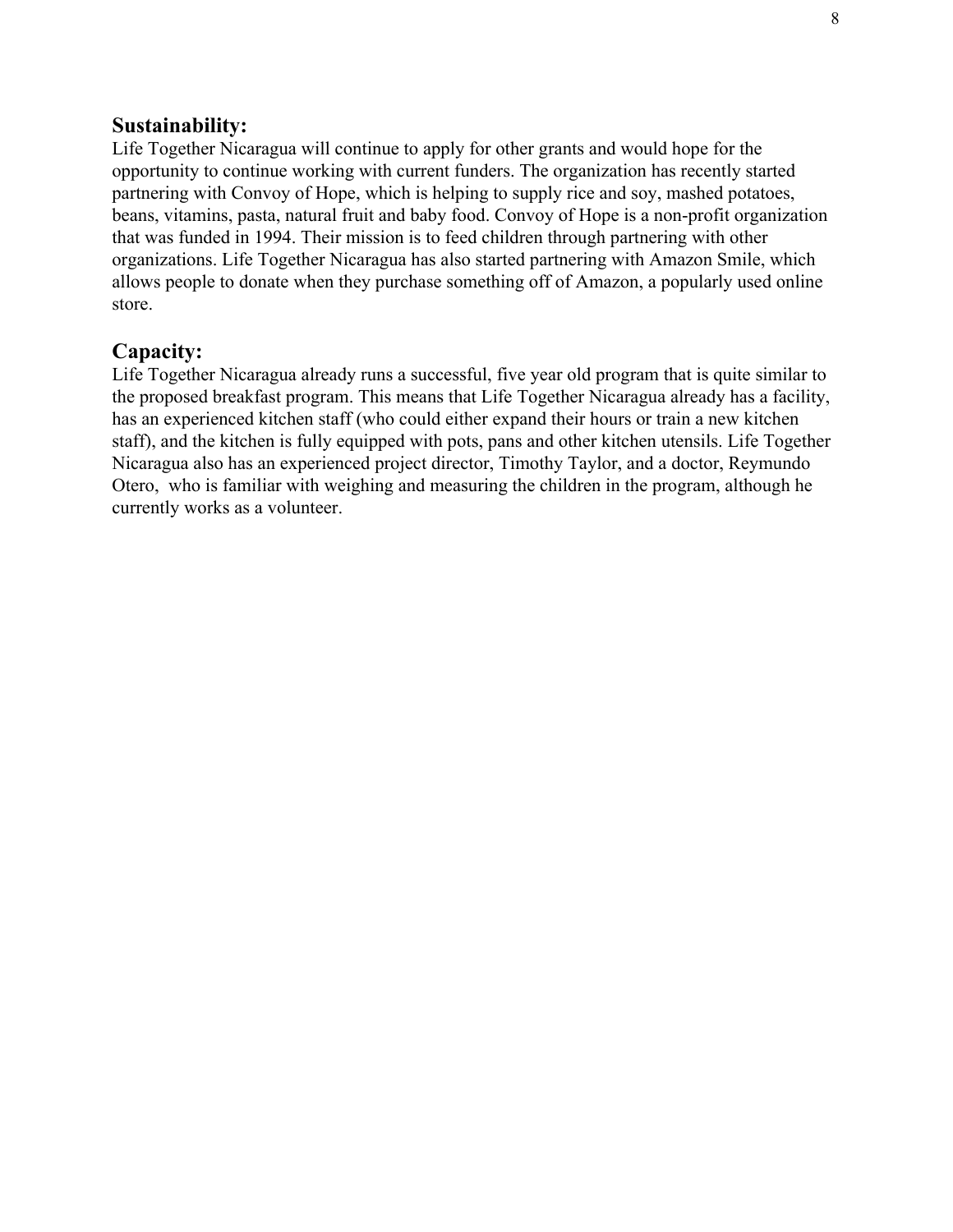## Sustainability:

Life Together Nicaragua will continue to apply for other grants and would hope for the opportunity to continue working with current funders. The organization has recently started partnering with Convoy of Hope, which is helping to supply rice and soy, mashed potatoes, beans, vitamins, pasta, natural fruit and baby food. Convoy of Hope is a non-profit organization that was funded in 1994. Their mission is to feed children through partnering with other organizations. Life Together Nicaragua has also started partnering with Amazon Smile, which allows people to donate when they purchase something off of Amazon, a popularly used online store.

## Capacity:

Life Together Nicaragua already runs a successful, five year old program that is quite similar to the proposed breakfast program. This means that Life Together Nicaragua already has a facility, has an experienced kitchen staff (who could either expand their hours or train a new kitchen staff), and the kitchen is fully equipped with pots, pans and other kitchen utensils. Life Together Nicaragua also has an experienced project director, Timothy Taylor, and a doctor, Reymundo Otero, who is familiar with weighing and measuring the children in the program, although he currently works as a volunteer.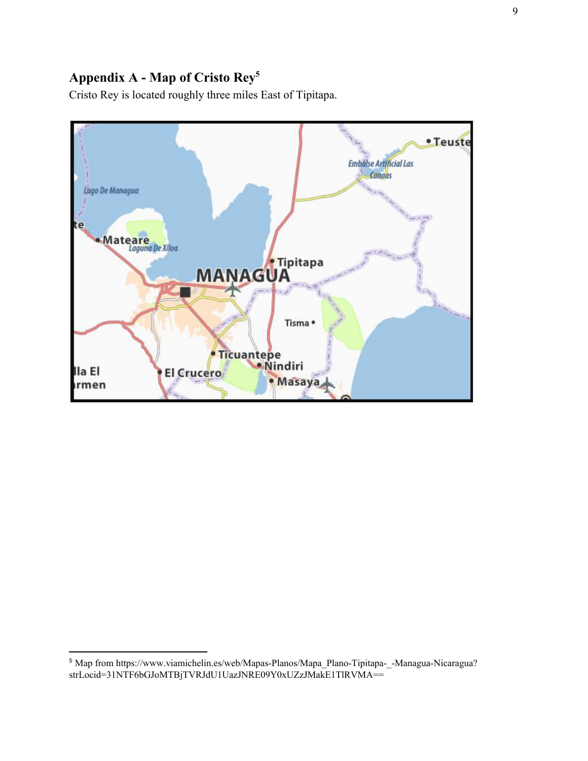## Appendix A - Map of Cristo Rey[5]

Cristo Rey is located roughly three miles East of Tipitapa.

Teuste
Embalse Artificial Las Canoas
Lago De Managua
Mateare
Laguna De Xiloa
Tipitapa
MANAGUA
Tisma
Ticuantepe
Nindiri
El Crucero
Masaya

---

[5] Map from https://www.viamichelin.es/web/Mapas-Planos/Mapa_Plano-Tipitapa-_-Managua-Nicaragua?strLocid=31NTF6bGJoMTBjTVRJdU1UazJNRE09Y0xUZzJMakE1TlRVMA==